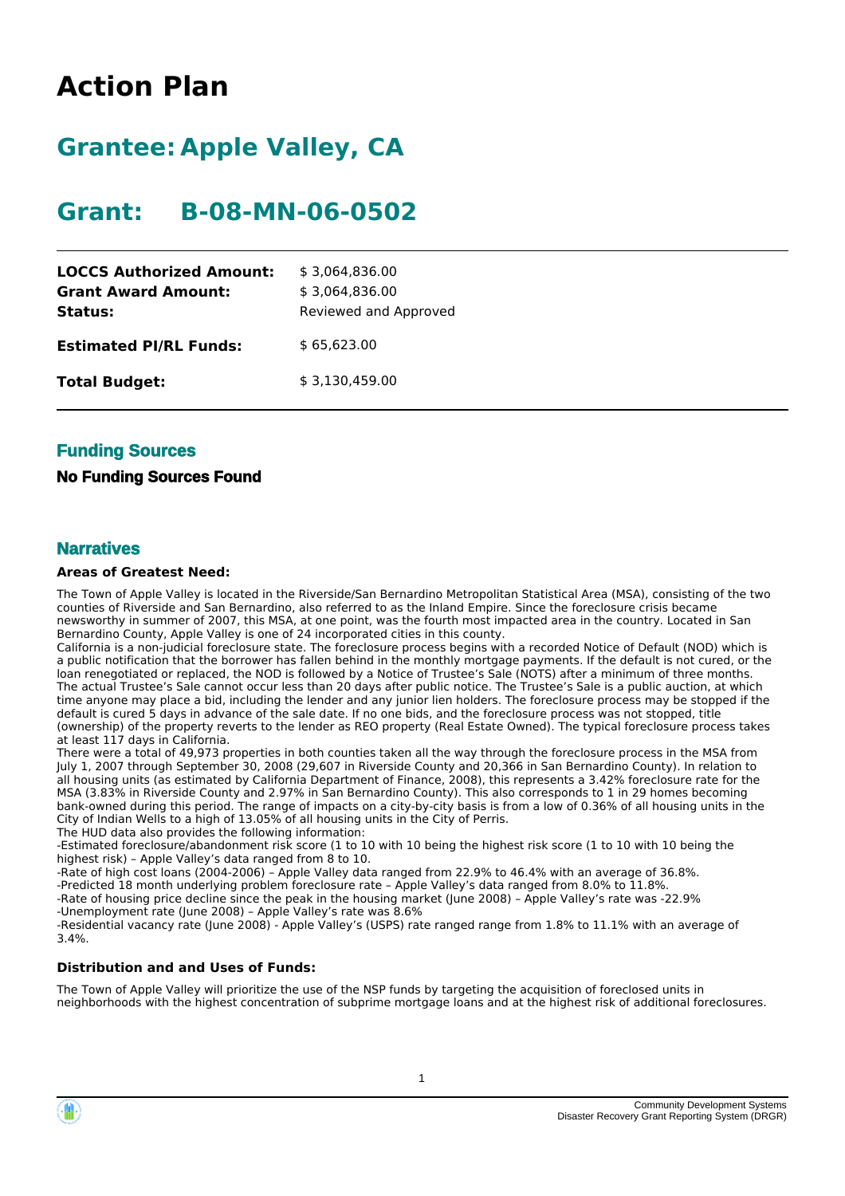# Action Plan

## Grantee: Apple Valley, CA

## Grant: B-08-MN-06-0502

| | |
|---|---|
| **LOCCS Authorized Amount:** | $ 3,064,836.00 |
| **Grant Award Amount:** | $ 3,064,836.00 |
| **Status:** | Reviewed and Approved |
| **Estimated PI/RL Funds:** | $ 65,623.00 |
| **Total Budget:** | $ 3,130,459.00 |

### Funding Sources

**No Funding Sources Found**

### Narratives

**Areas of Greatest Need:**

The Town of Apple Valley is located in the Riverside/San Bernardino Metropolitan Statistical Area (MSA), consisting of the two counties of Riverside and San Bernardino, also referred to as the Inland Empire. Since the foreclosure crisis became newsworthy in summer of 2007, this MSA, at one point, was the fourth most impacted area in the country. Located in San Bernardino County, Apple Valley is one of 24 incorporated cities in this county.
California is a non-judicial foreclosure state. The foreclosure process begins with a recorded Notice of Default (NOD) which is a public notification that the borrower has fallen behind in the monthly mortgage payments. If the default is not cured, or the loan renegotiated or replaced, the NOD is followed by a Notice of Trustee's Sale (NOTS) after a minimum of three months. The actual Trustee's Sale cannot occur less than 20 days after public notice. The Trustee's Sale is a public auction, at which time anyone may place a bid, including the lender and any junior lien holders. The foreclosure process may be stopped if the default is cured 5 days in advance of the sale date. If no one bids, and the foreclosure process was not stopped, title (ownership) of the property reverts to the lender as REO property (Real Estate Owned). The typical foreclosure process takes at least 117 days in California.
There were a total of 49,973 properties in both counties taken all the way through the foreclosure process in the MSA from July 1, 2007 through September 30, 2008 (29,607 in Riverside County and 20,366 in San Bernardino County). In relation to all housing units (as estimated by California Department of Finance, 2008), this represents a 3.42% foreclosure rate for the MSA (3.83% in Riverside County and 2.97% in San Bernardino County). This also corresponds to 1 in 29 homes becoming bank-owned during this period. The range of impacts on a city-by-city basis is from a low of 0.36% of all housing units in the City of Indian Wells to a high of 13.05% of all housing units in the City of Perris.
The HUD data also provides the following information:
-Estimated foreclosure/abandonment risk score (1 to 10 with 10 being the highest risk score (1 to 10 with 10 being the highest risk) – Apple Valley's data ranged from 8 to 10.
-Rate of high cost loans (2004-2006) – Apple Valley data ranged from 22.9% to 46.4% with an average of 36.8%.
-Predicted 18 month underlying problem foreclosure rate – Apple Valley's data ranged from 8.0% to 11.8%.
-Rate of housing price decline since the peak in the housing market (June 2008) – Apple Valley's rate was -22.9%
-Unemployment rate (June 2008) – Apple Valley's rate was 8.6%
-Residential vacancy rate (June 2008) - Apple Valley's (USPS) rate ranged range from 1.8% to 11.1% with an average of 3.4%.

**Distribution and and Uses of Funds:**

The Town of Apple Valley will prioritize the use of the NSP funds by targeting the acquisition of foreclosed units in neighborhoods with the highest concentration of subprime mortgage loans and at the highest risk of additional foreclosures.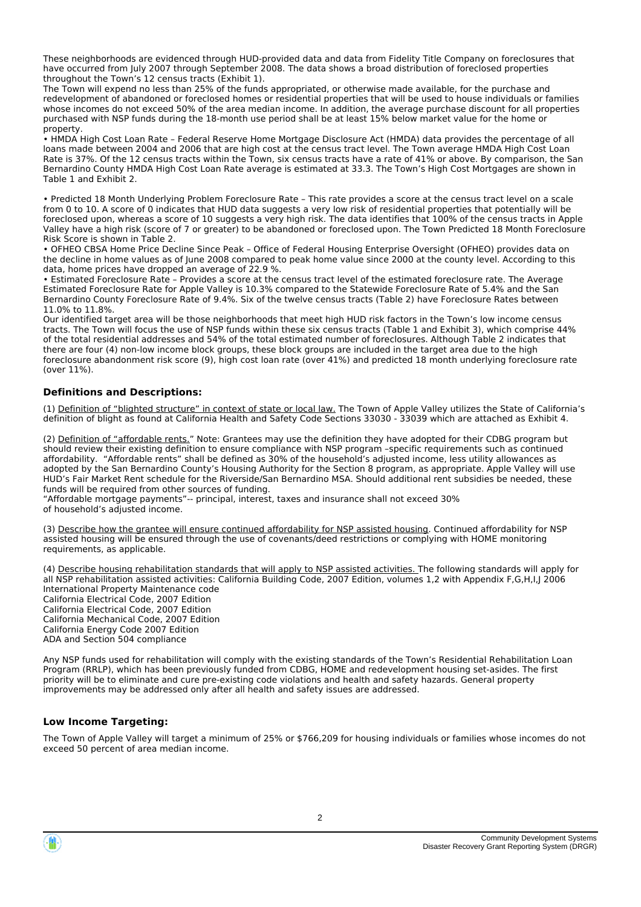These neighborhoods are evidenced through HUD-provided data and data from Fidelity Title Company on foreclosures that have occurred from July 2007 through September 2008. The data shows a broad distribution of foreclosed properties throughout the Town's 12 census tracts (Exhibit 1).

The Town will expend no less than 25% of the funds appropriated, or otherwise made available, for the purchase and redevelopment of abandoned or foreclosed homes or residential properties that will be used to house individuals or families whose incomes do not exceed 50% of the area median income. In addition, the average purchase discount for all properties purchased with NSP funds during the 18-month use period shall be at least 15% below market value for the home or property.

• HMDA High Cost Loan Rate – Federal Reserve Home Mortgage Disclosure Act (HMDA) data provides the percentage of all loans made between 2004 and 2006 that are high cost at the census tract level. The Town average HMDA High Cost Loan Rate is 37%. Of the 12 census tracts within the Town, six census tracts have a rate of 41% or above. By comparison, the San Bernardino County HMDA High Cost Loan Rate average is estimated at 33.3. The Town's High Cost Mortgages are shown in Table 1 and Exhibit 2.

• Predicted 18 Month Underlying Problem Foreclosure Rate – This rate provides a score at the census tract level on a scale from 0 to 10. A score of 0 indicates that HUD data suggests a very low risk of residential properties that potentially will be foreclosed upon, whereas a score of 10 suggests a very high risk. The data identifies that 100% of the census tracts in Apple Valley have a high risk (score of 7 or greater) to be abandoned or foreclosed upon. The Town Predicted 18 Month Foreclosure Risk Score is shown in Table 2.

• OFHEO CBSA Home Price Decline Since Peak – Office of Federal Housing Enterprise Oversight (OFHEO) provides data on the decline in home values as of June 2008 compared to peak home value since 2000 at the county level. According to this data, home prices have dropped an average of 22.9 %.

• Estimated Foreclosure Rate – Provides a score at the census tract level of the estimated foreclosure rate. The Average Estimated Foreclosure Rate for Apple Valley is 10.3% compared to the Statewide Foreclosure Rate of 5.4% and the San Bernardino County Foreclosure Rate of 9.4%. Six of the twelve census tracts (Table 2) have Foreclosure Rates between 11.0% to 11.8%.

Our identified target area will be those neighborhoods that meet high HUD risk factors in the Town's low income census tracts. The Town will focus the use of NSP funds within these six census tracts (Table 1 and Exhibit 3), which comprise 44% of the total residential addresses and 54% of the total estimated number of foreclosures. Although Table 2 indicates that there are four (4) non-low income block groups, these block groups are included in the target area due to the high foreclosure abandonment risk score (9), high cost loan rate (over 41%) and predicted 18 month underlying foreclosure rate (over 11%).

### Definitions and Descriptions:

(1) Definition of "blighted structure" in context of state or local law. The Town of Apple Valley utilizes the State of California's definition of blight as found at California Health and Safety Code Sections 33030 - 33039 which are attached as Exhibit 4.

(2) Definition of "affordable rents." Note: Grantees may use the definition they have adopted for their CDBG program but should review their existing definition to ensure compliance with NSP program –specific requirements such as continued affordability. "Affordable rents" shall be defined as 30% of the household's adjusted income, less utility allowances as adopted by the San Bernardino County's Housing Authority for the Section 8 program, as appropriate. Apple Valley will use HUD's Fair Market Rent schedule for the Riverside/San Bernardino MSA. Should additional rent subsidies be needed, these funds will be required from other sources of funding.

"Affordable mortgage payments"-- principal, interest, taxes and insurance shall not exceed 30% of household's adjusted income.

(3) Describe how the grantee will ensure continued affordability for NSP assisted housing. Continued affordability for NSP assisted housing will be ensured through the use of covenants/deed restrictions or complying with HOME monitoring requirements, as applicable.

(4) Describe housing rehabilitation standards that will apply to NSP assisted activities. The following standards will apply for all NSP rehabilitation assisted activities: California Building Code, 2007 Edition, volumes 1,2 with Appendix F,G,H,I,J 2006 International Property Maintenance code
California Electrical Code, 2007 Edition
California Electrical Code, 2007 Edition
California Mechanical Code, 2007 Edition
California Energy Code 2007 Edition
ADA and Section 504 compliance

Any NSP funds used for rehabilitation will comply with the existing standards of the Town's Residential Rehabilitation Loan Program (RRLP), which has been previously funded from CDBG, HOME and redevelopment housing set-asides. The first priority will be to eliminate and cure pre-existing code violations and health and safety hazards. General property improvements may be addressed only after all health and safety issues are addressed.

### Low Income Targeting:

The Town of Apple Valley will target a minimum of 25% or $766,209 for housing individuals or families whose incomes do not exceed 50 percent of area median income.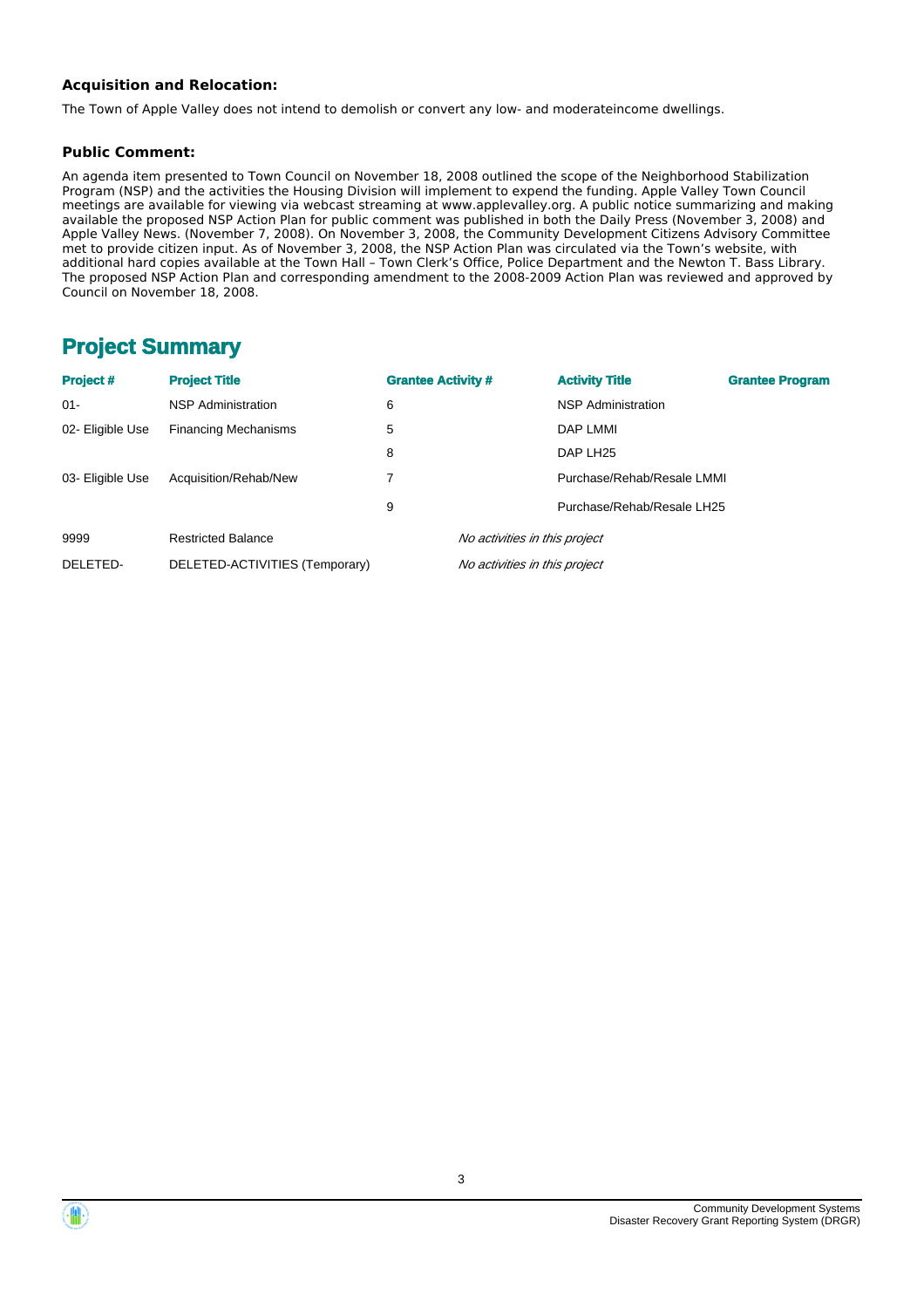**Acquisition and Relocation:**

The Town of Apple Valley does not intend to demolish or convert any low- and moderateincome dwellings.

**Public Comment:**

An agenda item presented to Town Council on November 18, 2008 outlined the scope of the Neighborhood Stabilization Program (NSP) and the activities the Housing Division will implement to expend the funding. Apple Valley Town Council meetings are available for viewing via webcast streaming at www.applevalley.org. A public notice summarizing and making available the proposed NSP Action Plan for public comment was published in both the Daily Press (November 3, 2008) and Apple Valley News. (November 7, 2008). On November 3, 2008, the Community Development Citizens Advisory Committee met to provide citizen input. As of November 3, 2008, the NSP Action Plan was circulated via the Town's website, with additional hard copies available at the Town Hall – Town Clerk's Office, Police Department and the Newton T. Bass Library. The proposed NSP Action Plan and corresponding amendment to the 2008-2009 Action Plan was reviewed and approved by Council on November 18, 2008.

## Project Summary

| Project # | Project Title | Grantee Activity # | Activity Title | Grantee Program |
|---|---|---|---|---|
| 01- | NSP Administration | 6 | NSP Administration | |
| 02- Eligible Use | Financing Mechanisms | 5 | DAP LMMI | |
| | | 8 | DAP LH25 | |
| 03- Eligible Use | Acquisition/Rehab/New | 7 | Purchase/Rehab/Resale LMMI | |
| | | 9 | Purchase/Rehab/Resale LH25 | |
| 9999 | Restricted Balance | *No activities in this project* | | |
| DELETED- | DELETED-ACTIVITIES (Temporary) | *No activities in this project* | | |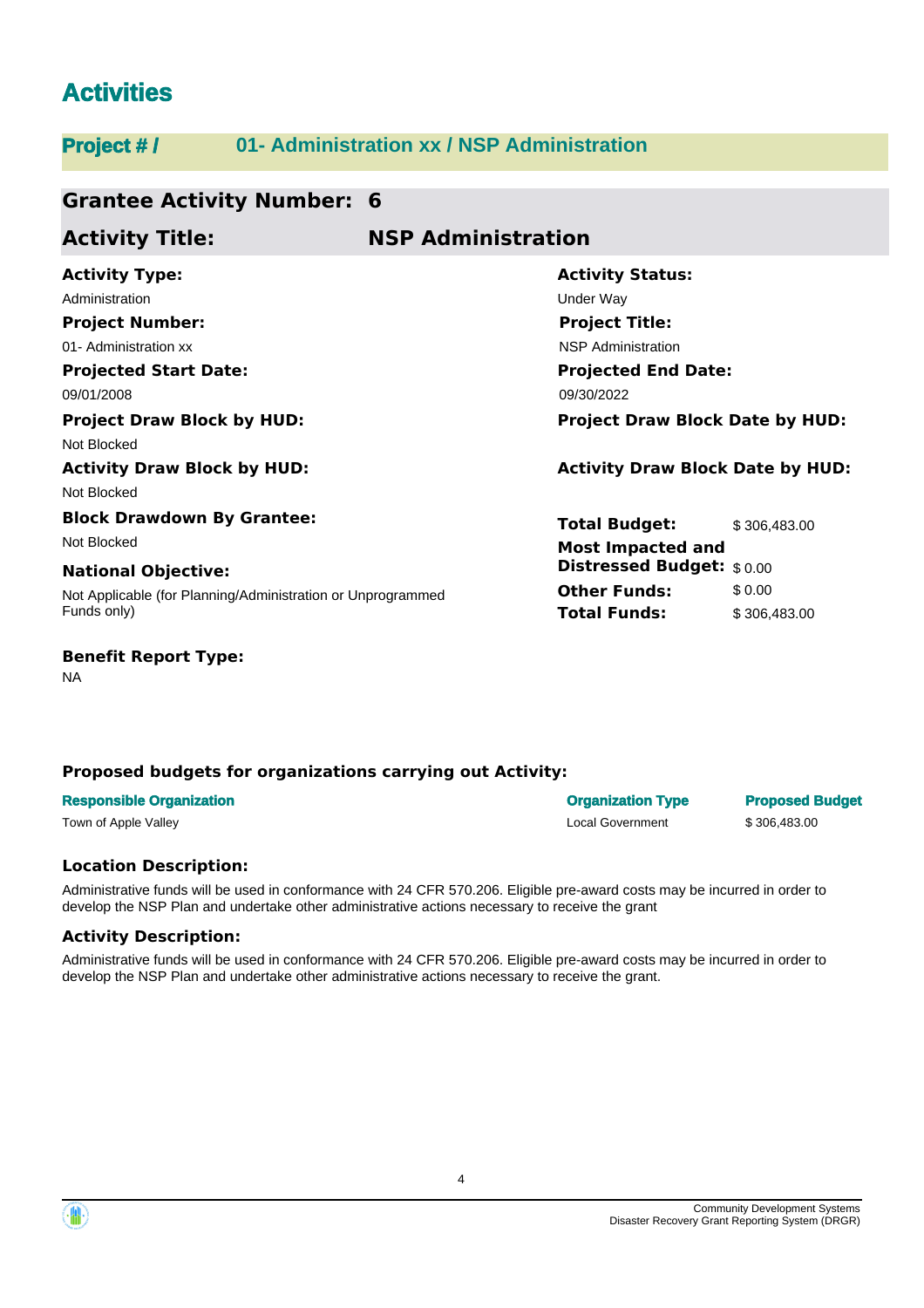# Activities

## Project # / 01- Administration xx / NSP Administration

### Grantee Activity Number: 6

### Activity Title: NSP Administration

**Activity Type:**
Administration

**Activity Status:**
Under Way

**Project Number:**
01- Administration xx

**Project Title:**
NSP Administration

**Projected Start Date:**
09/01/2008

**Projected End Date:**
09/30/2022

**Project Draw Block by HUD:**
Not Blocked

**Project Draw Block Date by HUD:**

**Activity Draw Block by HUD:**
Not Blocked

**Activity Draw Block Date by HUD:**

**Block Drawdown By Grantee:**
Not Blocked

**National Objective:**
Not Applicable (for Planning/Administration or Unprogrammed Funds only)

| | |
|---|---|
| **Total Budget:** | $ 306,483.00 |
| **Most Impacted and Distressed Budget:** | $ 0.00 |
| **Other Funds:** | $ 0.00 |
| **Total Funds:** | $ 306,483.00 |

**Benefit Report Type:**
NA

**Proposed budgets for organizations carrying out Activity:**

| Responsible Organization | Organization Type | Proposed Budget |
|---|---|---|
| Town of Apple Valley | Local Government | $ 306,483.00 |

**Location Description:**

Administrative funds will be used in conformance with 24 CFR 570.206. Eligible pre-award costs may be incurred in order to develop the NSP Plan and undertake other administrative actions necessary to receive the grant

**Activity Description:**

Administrative funds will be used in conformance with 24 CFR 570.206. Eligible pre-award costs may be incurred in order to develop the NSP Plan and undertake other administrative actions necessary to receive the grant.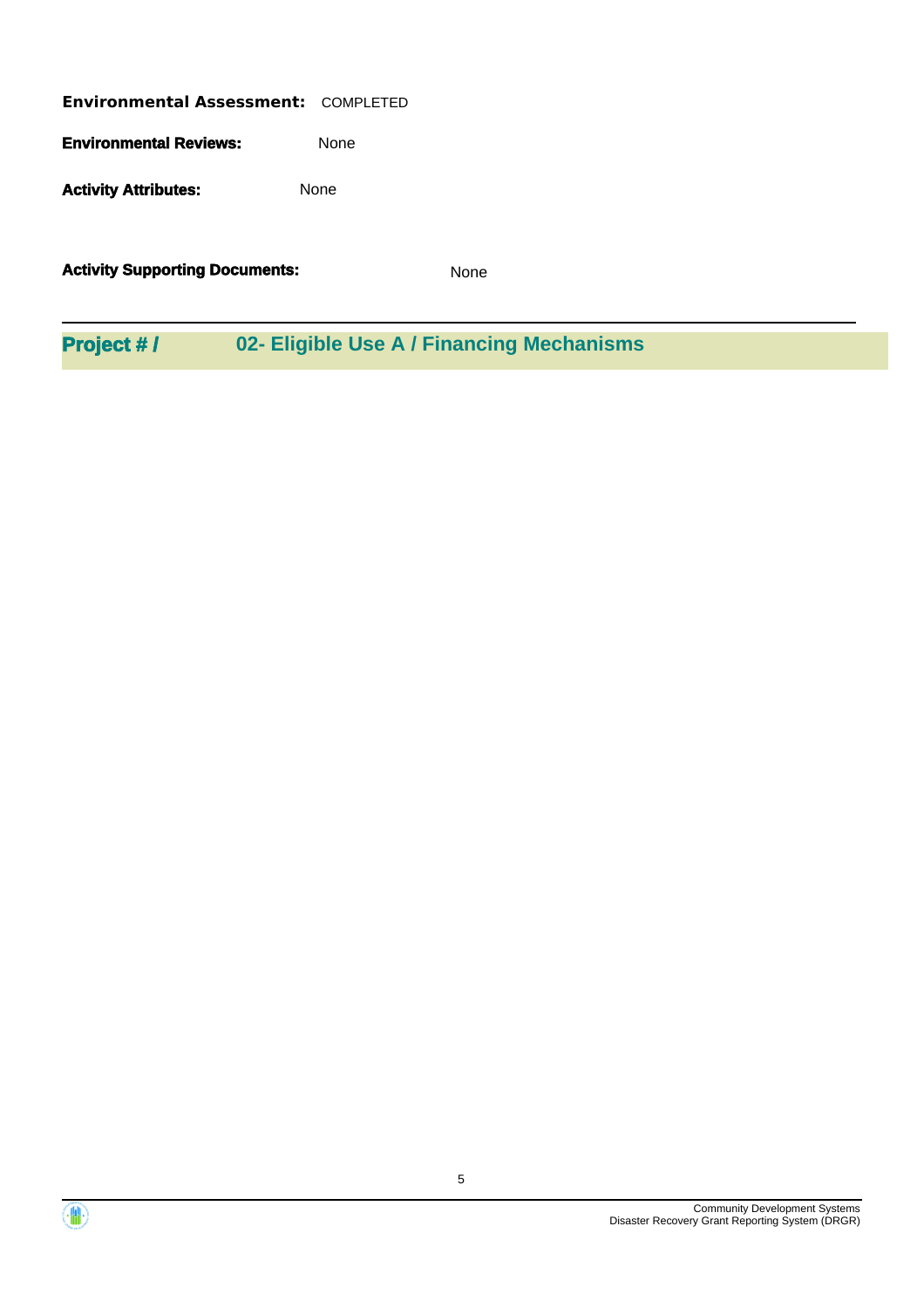**Environmental Assessment:** COMPLETED

**Environmental Reviews:** None

**Activity Attributes:** None

**Activity Supporting Documents:** None

---

## Project # / 02- Eligible Use A / Financing Mechanisms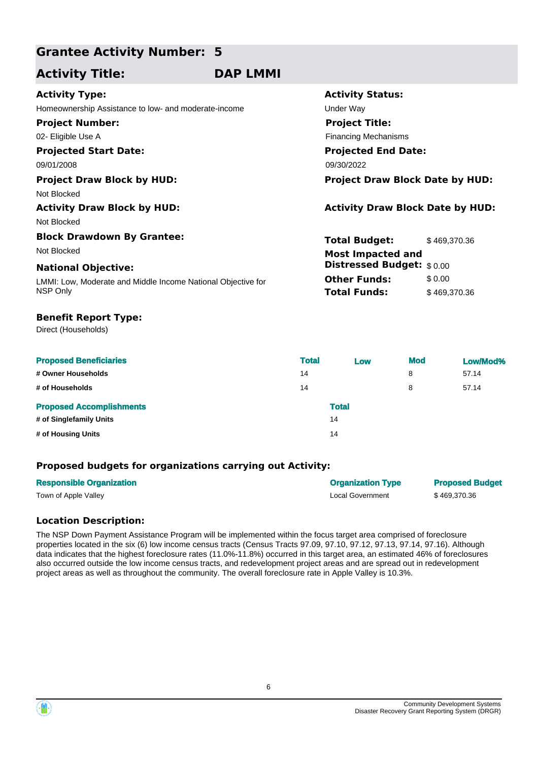## Grantee Activity Number: 5

## Activity Title: DAP LMMI

**Activity Type:**
Homeownership Assistance to low- and moderate-income

**Activity Status:**
Under Way

**Project Number:**
02- Eligible Use A

**Project Title:**
Financing Mechanisms

**Projected Start Date:**
09/01/2008

**Projected End Date:**
09/30/2022

**Project Draw Block by HUD:**
Not Blocked

**Project Draw Block Date by HUD:**

**Activity Draw Block by HUD:**
Not Blocked

**Activity Draw Block Date by HUD:**

**Block Drawdown By Grantee:**
Not Blocked

**National Objective:**
LMMI: Low, Moderate and Middle Income National Objective for NSP Only

**Total Budget:** $ 469,370.36
**Most Impacted and Distressed Budget:** $ 0.00
**Other Funds:** $ 0.00
**Total Funds:** $ 469,370.36

**Benefit Report Type:**
Direct (Households)

| Proposed Beneficiaries | Total | Low | Mod | Low/Mod% |
|---|---|---|---|---|
| # Owner Households | 14 | | 8 | 57.14 |
| # of Households | 14 | | 8 | 57.14 |

| Proposed Accomplishments | Total |
|---|---|
| # of Singlefamily Units | 14 |
| # of Housing Units | 14 |

### Proposed budgets for organizations carrying out Activity:

| Responsible Organization | Organization Type | Proposed Budget |
|---|---|---|
| Town of Apple Valley | Local Government | $ 469,370.36 |

### Location Description:

The NSP Down Payment Assistance Program will be implemented within the focus target area comprised of foreclosure properties located in the six (6) low income census tracts (Census Tracts 97.09, 97.10, 97.12, 97.13, 97.14, 97.16). Although data indicates that the highest foreclosure rates (11.0%-11.8%) occurred in this target area, an estimated 46% of foreclosures also occurred outside the low income census tracts, and redevelopment project areas and are spread out in redevelopment project areas as well as throughout the community. The overall foreclosure rate in Apple Valley is 10.3%.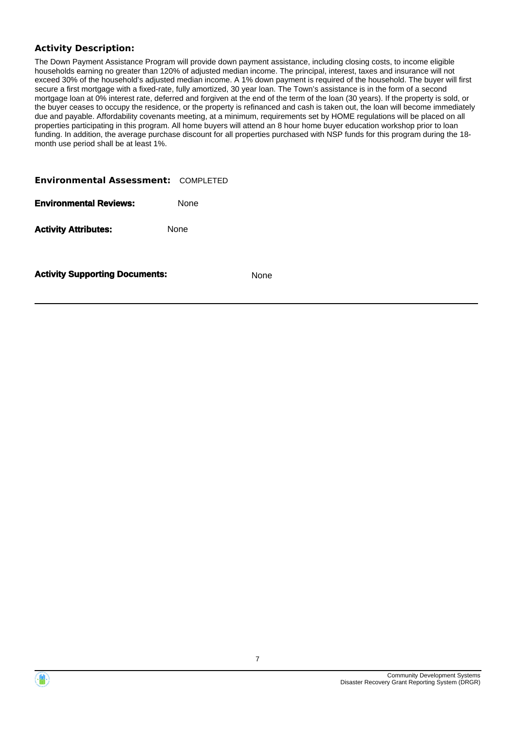**Activity Description:**

The Down Payment Assistance Program will provide down payment assistance, including closing costs, to income eligible households earning no greater than 120% of adjusted median income. The principal, interest, taxes and insurance will not exceed 30% of the household's adjusted median income. A 1% down payment is required of the household. The buyer will first secure a first mortgage with a fixed-rate, fully amortized, 30 year loan. The Town's assistance is in the form of a second mortgage loan at 0% interest rate, deferred and forgiven at the end of the term of the loan (30 years). If the property is sold, or the buyer ceases to occupy the residence, or the property is refinanced and cash is taken out, the loan will become immediately due and payable. Affordability covenants meeting, at a minimum, requirements set by HOME regulations will be placed on all properties participating in this program. All home buyers will attend an 8 hour home buyer education workshop prior to loan funding. In addition, the average purchase discount for all properties purchased with NSP funds for this program during the 18-month use period shall be at least 1%.

**Environmental Assessment:** COMPLETED

**Environmental Reviews:** None

**Activity Attributes:** None

**Activity Supporting Documents:** None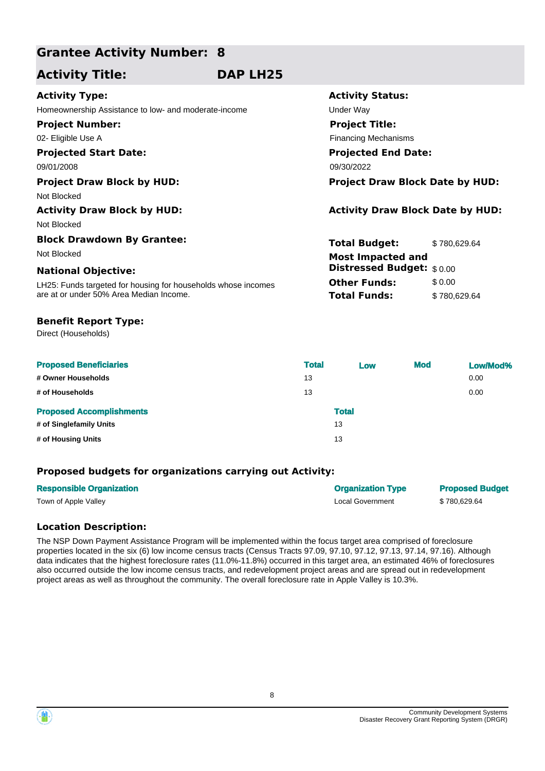## Grantee Activity Number: 8

## Activity Title: DAP LH25

**Activity Type:**

Homeownership Assistance to low- and moderate-income

**Activity Status:**

Under Way

**Project Number:**

02- Eligible Use A

**Project Title:**

Financing Mechanisms

**Projected Start Date:**

09/01/2008

**Projected End Date:**

09/30/2022

**Project Draw Block by HUD:**

Not Blocked

**Project Draw Block Date by HUD:**

**Activity Draw Block by HUD:**

Not Blocked

**Activity Draw Block Date by HUD:**

**Block Drawdown By Grantee:**

Not Blocked

**National Objective:**

LH25: Funds targeted for housing for households whose incomes are at or under 50% Area Median Income.

**Total Budget:** $ 780,629.64

**Most Impacted and Distressed Budget:** $ 0.00

**Other Funds:** $ 0.00

**Total Funds:** $ 780,629.64

**Benefit Report Type:**

Direct (Households)

| Proposed Beneficiaries | Total | Low | Mod | Low/Mod% |
|---|---|---|---|---|
| # Owner Households | 13 | | | 0.00 |
| # of Households | 13 | | | 0.00 |

| Proposed Accomplishments | Total |
|---|---|
| # of Singlefamily Units | 13 |
| # of Housing Units | 13 |

### Proposed budgets for organizations carrying out Activity:

| Responsible Organization | Organization Type | Proposed Budget |
|---|---|---|
| Town of Apple Valley | Local Government | $ 780,629.64 |

### Location Description:

The NSP Down Payment Assistance Program will be implemented within the focus target area comprised of foreclosure properties located in the six (6) low income census tracts (Census Tracts 97.09, 97.10, 97.12, 97.13, 97.14, 97.16). Although data indicates that the highest foreclosure rates (11.0%-11.8%) occurred in this target area, an estimated 46% of foreclosures also occurred outside the low income census tracts, and redevelopment project areas and are spread out in redevelopment project areas as well as throughout the community. The overall foreclosure rate in Apple Valley is 10.3%.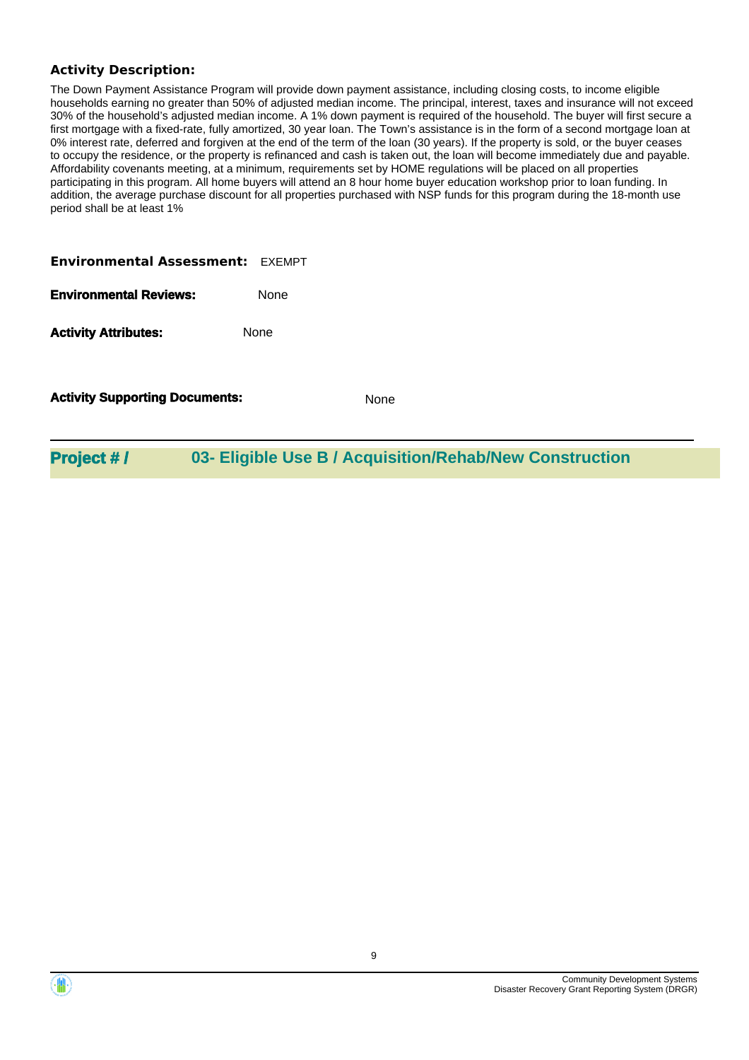**Activity Description:**

The Down Payment Assistance Program will provide down payment assistance, including closing costs, to income eligible households earning no greater than 50% of adjusted median income. The principal, interest, taxes and insurance will not exceed 30% of the household's adjusted median income. A 1% down payment is required of the household. The buyer will first secure a first mortgage with a fixed-rate, fully amortized, 30 year loan. The Town's assistance is in the form of a second mortgage loan at 0% interest rate, deferred and forgiven at the end of the term of the loan (30 years). If the property is sold, or the buyer ceases to occupy the residence, or the property is refinanced and cash is taken out, the loan will become immediately due and payable. Affordability covenants meeting, at a minimum, requirements set by HOME regulations will be placed on all properties participating in this program. All home buyers will attend an 8 hour home buyer education workshop prior to loan funding. In addition, the average purchase discount for all properties purchased with NSP funds for this program during the 18-month use period shall be at least 1%

**Environmental Assessment:** EXEMPT

**Environmental Reviews:** None

**Activity Attributes:** None

**Activity Supporting Documents:** None

## Project # / 03- Eligible Use B / Acquisition/Rehab/New Construction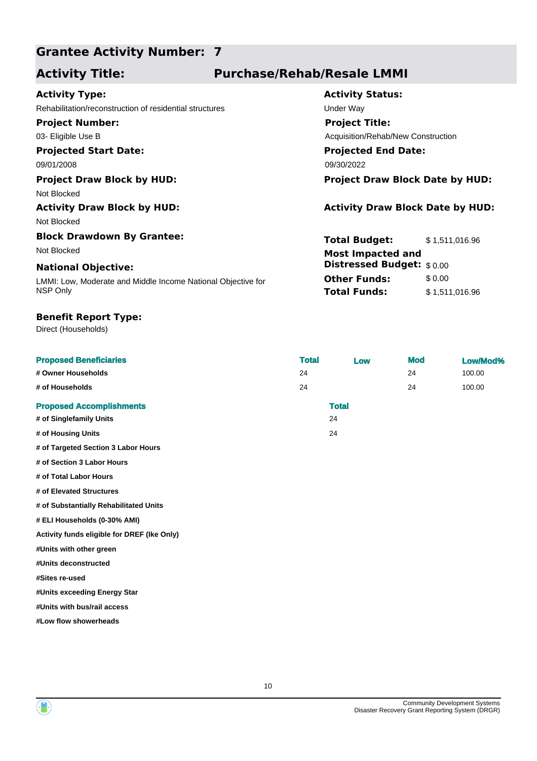## Grantee Activity Number: 7

## Activity Title: Purchase/Rehab/Resale LMMI

**Activity Type:**
Rehabilitation/reconstruction of residential structures

**Activity Status:**
Under Way

**Project Number:**
03- Eligible Use B

**Project Title:**
Acquisition/Rehab/New Construction

**Projected Start Date:**
09/01/2008

**Projected End Date:**
09/30/2022

**Project Draw Block by HUD:**
Not Blocked

**Project Draw Block Date by HUD:**

**Activity Draw Block by HUD:**
Not Blocked

**Activity Draw Block Date by HUD:**

**Block Drawdown By Grantee:**
Not Blocked

**National Objective:**
LMMI: Low, Moderate and Middle Income National Objective for NSP Only

| | |
|---|---|
| **Total Budget:** | $ 1,511,016.96 |
| **Most Impacted and Distressed Budget:** | $ 0.00 |
| **Other Funds:** | $ 0.00 |
| **Total Funds:** | $ 1,511,016.96 |

**Benefit Report Type:**
Direct (Households)

| Proposed Beneficiaries | Total | Low | Mod | Low/Mod% |
|---|---|---|---|---|
| # Owner Households | 24 | | 24 | 100.00 |
| # of Households | 24 | | 24 | 100.00 |

| Proposed Accomplishments | Total |
|---|---|
| # of Singlefamily Units | 24 |
| # of Housing Units | 24 |
| # of Targeted Section 3 Labor Hours | |
| # of Section 3 Labor Hours | |
| # of Total Labor Hours | |
| # of Elevated Structures | |
| # of Substantially Rehabilitated Units | |
| # ELI Households (0-30% AMI) | |
| Activity funds eligible for DREF (Ike Only) | |
| #Units with other green | |
| #Units deconstructed | |
| #Sites re-used | |
| #Units exceeding Energy Star | |
| #Units with bus/rail access | |
| #Low flow showerheads | |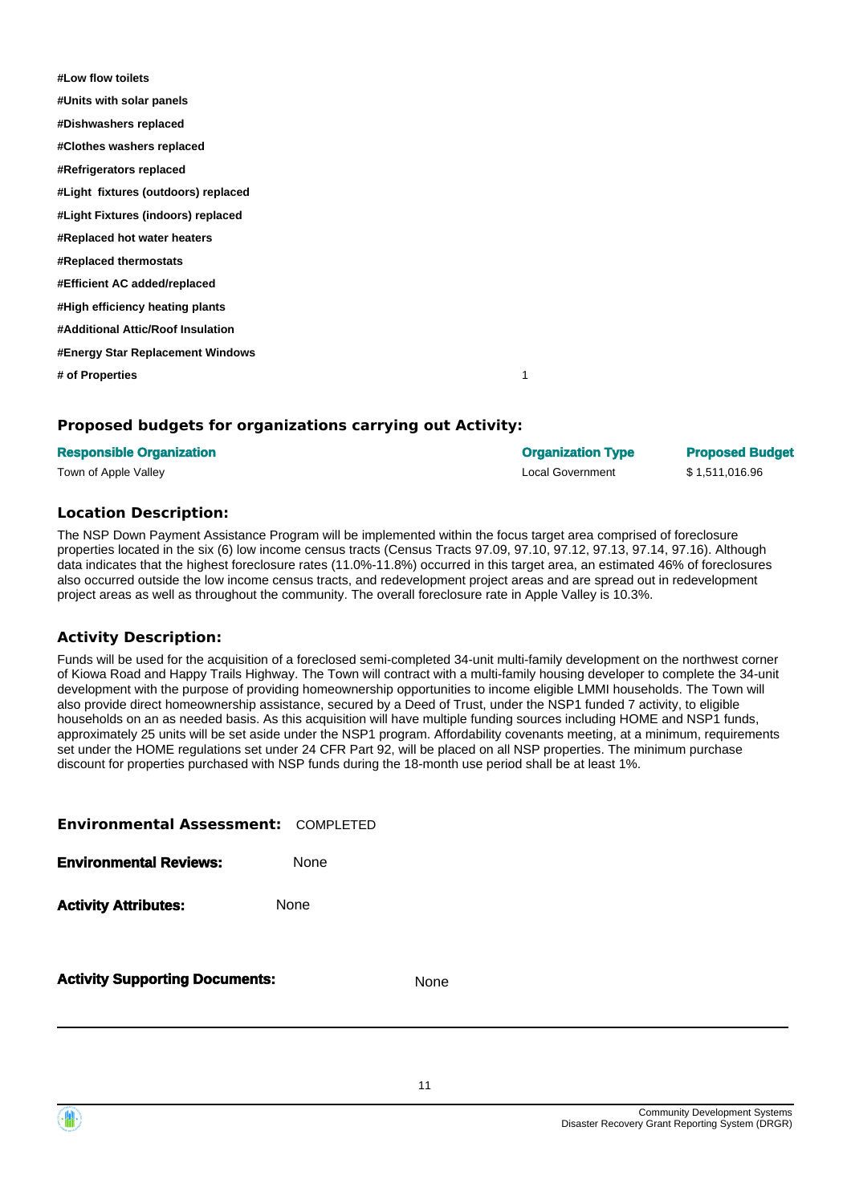| | |
|---|---|
| **#Low flow toilets** | |
| **#Units with solar panels** | |
| **#Dishwashers replaced** | |
| **#Clothes washers replaced** | |
| **#Refrigerators replaced** | |
| **#Light fixtures (outdoors) replaced** | |
| **#Light Fixtures (indoors) replaced** | |
| **#Replaced hot water heaters** | |
| **#Replaced thermostats** | |
| **#Efficient AC added/replaced** | |
| **#High efficiency heating plants** | |
| **#Additional Attic/Roof Insulation** | |
| **#Energy Star Replacement Windows** | |
| **# of Properties** | 1 |

### Proposed budgets for organizations carrying out Activity:

| Responsible Organization | Organization Type | Proposed Budget |
|---|---|---|
| Town of Apple Valley | Local Government | $ 1,511,016.96 |

### Location Description:

The NSP Down Payment Assistance Program will be implemented within the focus target area comprised of foreclosure properties located in the six (6) low income census tracts (Census Tracts 97.09, 97.10, 97.12, 97.13, 97.14, 97.16). Although data indicates that the highest foreclosure rates (11.0%-11.8%) occurred in this target area, an estimated 46% of foreclosures also occurred outside the low income census tracts, and redevelopment project areas and are spread out in redevelopment project areas as well as throughout the community. The overall foreclosure rate in Apple Valley is 10.3%.

### Activity Description:

Funds will be used for the acquisition of a foreclosed semi-completed 34-unit multi-family development on the northwest corner of Kiowa Road and Happy Trails Highway. The Town will contract with a multi-family housing developer to complete the 34-unit development with the purpose of providing homeownership opportunities to income eligible LMMI households. The Town will also provide direct homeownership assistance, secured by a Deed of Trust, under the NSP1 funded 7 activity, to eligible households on an as needed basis. As this acquisition will have multiple funding sources including HOME and NSP1 funds, approximately 25 units will be set aside under the NSP1 program. Affordability covenants meeting, at a minimum, requirements set under the HOME regulations set under 24 CFR Part 92, will be placed on all NSP properties. The minimum purchase discount for properties purchased with NSP funds during the 18-month use period shall be at least 1%.

**Environmental Assessment:** COMPLETED

**Environmental Reviews:** None

**Activity Attributes:** None

**Activity Supporting Documents:** None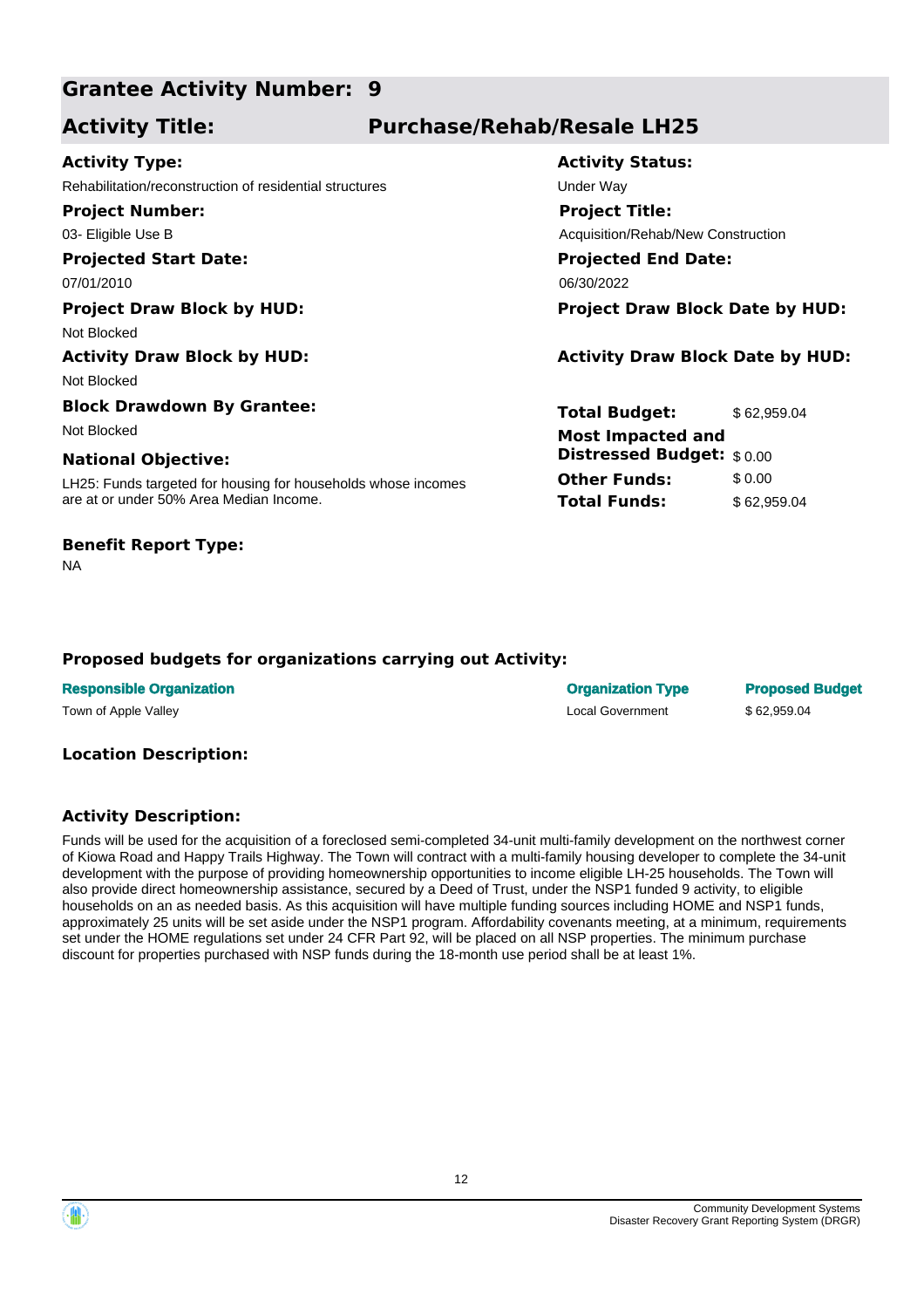## Grantee Activity Number: 9

## Activity Title: Purchase/Rehab/Resale LH25

**Activity Type:**
Rehabilitation/reconstruction of residential structures

**Activity Status:**
Under Way

**Project Number:**
03- Eligible Use B

**Project Title:**
Acquisition/Rehab/New Construction

**Projected Start Date:**
07/01/2010

**Projected End Date:**
06/30/2022

**Project Draw Block by HUD:**
Not Blocked

**Project Draw Block Date by HUD:**

**Activity Draw Block by HUD:**
Not Blocked

**Activity Draw Block Date by HUD:**

**Block Drawdown By Grantee:**
Not Blocked

**National Objective:**
LH25: Funds targeted for housing for households whose incomes are at or under 50% Area Median Income.

| | |
|---|---|
| **Total Budget:** | $ 62,959.04 |
| **Most Impacted and Distressed Budget:** | $ 0.00 |
| **Other Funds:** | $ 0.00 |
| **Total Funds:** | $ 62,959.04 |

**Benefit Report Type:**
NA

### Proposed budgets for organizations carrying out Activity:

| Responsible Organization | Organization Type | Proposed Budget |
|---|---|---|
| Town of Apple Valley | Local Government | $ 62,959.04 |

### Location Description:

### Activity Description:

Funds will be used for the acquisition of a foreclosed semi-completed 34-unit multi-family development on the northwest corner of Kiowa Road and Happy Trails Highway. The Town will contract with a multi-family housing developer to complete the 34-unit development with the purpose of providing homeownership opportunities to income eligible LH-25 households. The Town will also provide direct homeownership assistance, secured by a Deed of Trust, under the NSP1 funded 9 activity, to eligible households on an as needed basis. As this acquisition will have multiple funding sources including HOME and NSP1 funds, approximately 25 units will be set aside under the NSP1 program. Affordability covenants meeting, at a minimum, requirements set under the HOME regulations set under 24 CFR Part 92, will be placed on all NSP properties. The minimum purchase discount for properties purchased with NSP funds during the 18-month use period shall be at least 1%.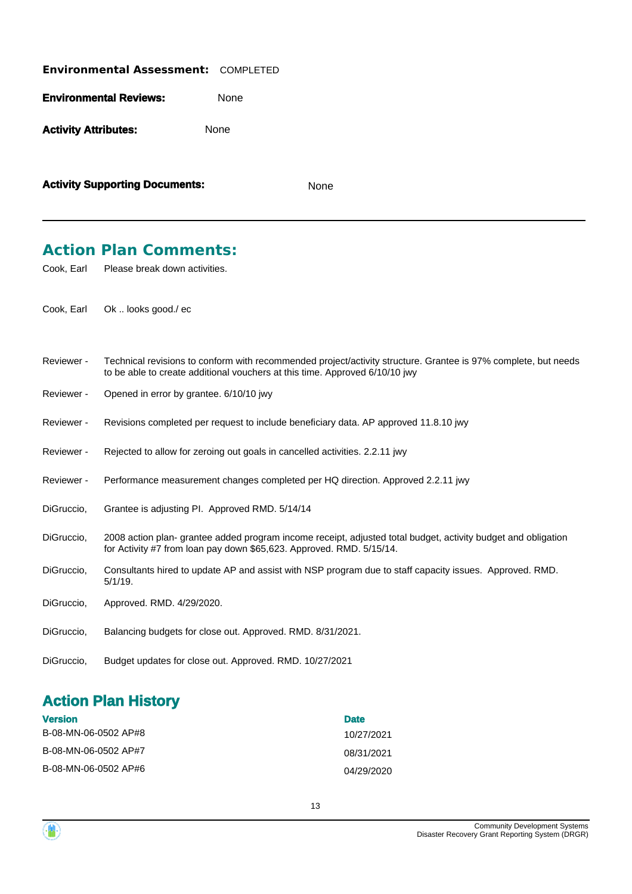**Environmental Assessment:** COMPLETED

**Environmental Reviews:** None

**Activity Attributes:** None

**Activity Supporting Documents:** None

---

## Action Plan Comments:

| | |
|---|---|
| Cook, Earl | Please break down activities. |
| Cook, Earl | Ok .. looks good./ ec |
| Reviewer - | Technical revisions to conform with recommended project/activity structure. Grantee is 97% complete, but needs to be able to create additional vouchers at this time. Approved 6/10/10 jwy |
| Reviewer - | Opened in error by grantee. 6/10/10 jwy |
| Reviewer - | Revisions completed per request to include beneficiary data. AP approved 11.8.10 jwy |
| Reviewer - | Rejected to allow for zeroing out goals in cancelled activities. 2.2.11 jwy |
| Reviewer - | Performance measurement changes completed per HQ direction. Approved 2.2.11 jwy |
| DiGruccio, | Grantee is adjusting PI. Approved RMD. 5/14/14 |
| DiGruccio, | 2008 action plan- grantee added program income receipt, adjusted total budget, activity budget and obligation for Activity #7 from loan pay down $65,623. Approved. RMD. 5/15/14. |
| DiGruccio, | Consultants hired to update AP and assist with NSP program due to staff capacity issues. Approved. RMD. 5/1/19. |
| DiGruccio, | Approved. RMD. 4/29/2020. |
| DiGruccio, | Balancing budgets for close out. Approved. RMD. 8/31/2021. |
| DiGruccio, | Budget updates for close out. Approved. RMD. 10/27/2021 |

## Action Plan History

| Version | Date |
|---|---|
| B-08-MN-06-0502 AP#8 | 10/27/2021 |
| B-08-MN-06-0502 AP#7 | 08/31/2021 |
| B-08-MN-06-0502 AP#6 | 04/29/2020 |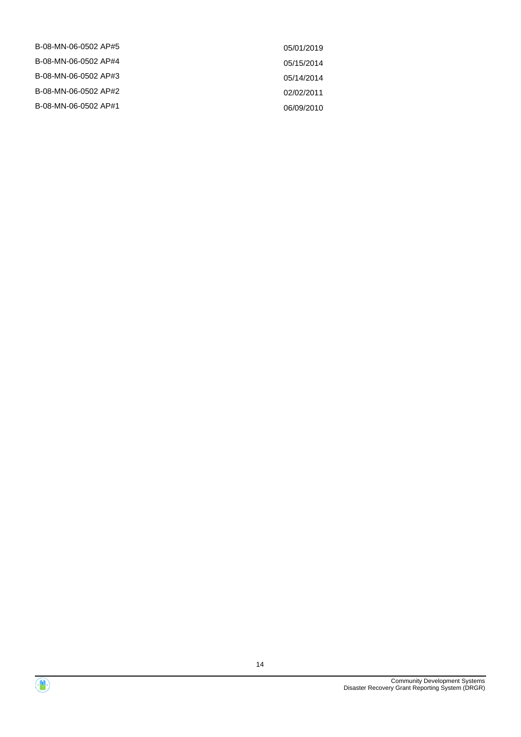| | |
|---|---|
| B-08-MN-06-0502 AP#5 | 05/01/2019 |
| B-08-MN-06-0502 AP#4 | 05/15/2014 |
| B-08-MN-06-0502 AP#3 | 05/14/2014 |
| B-08-MN-06-0502 AP#2 | 02/02/2011 |
| B-08-MN-06-0502 AP#1 | 06/09/2010 |